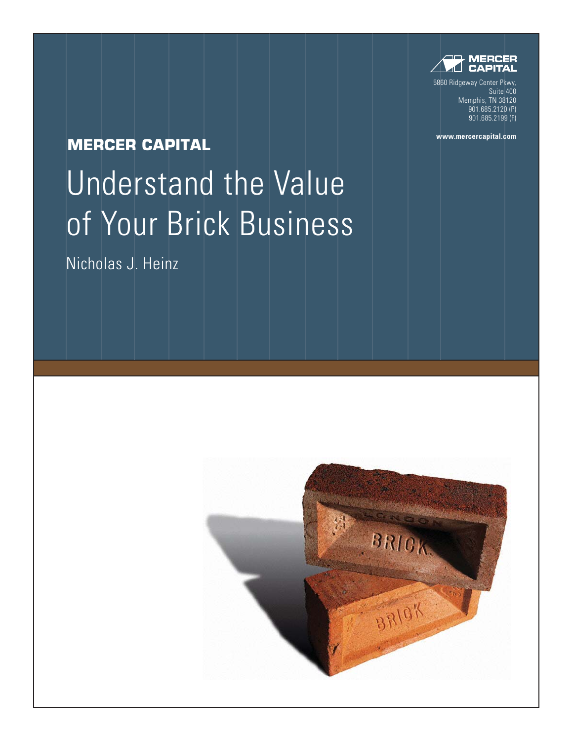MERCER CAPITAL

5860 Ridgeway Center Pkwy,
Suite 400
Memphis, TN 38120
901.685.2120 (P)
901.685.2199 (F)

www.mercercapital.com

**MERCER CAPITAL**

# Understand the Value of Your Brick Business

Nicholas J. Heinz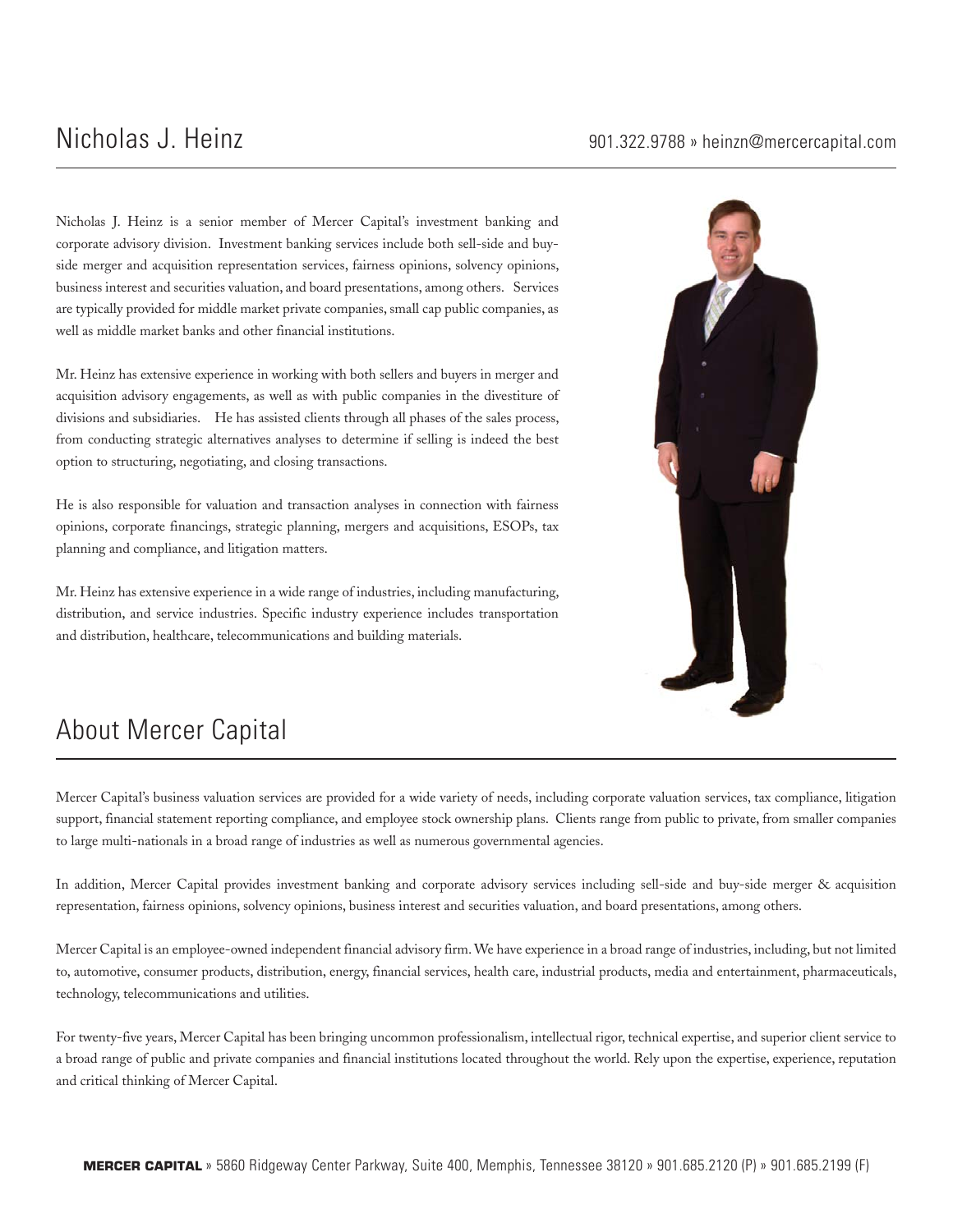# Nicholas J. Heinz

901.322.9788 » heinzn@mercercapital.com

Nicholas J. Heinz is a senior member of Mercer Capital's investment banking and corporate advisory division. Investment banking services include both sell-side and buy-side merger and acquisition representation services, fairness opinions, solvency opinions, business interest and securities valuation, and board presentations, among others. Services are typically provided for middle market private companies, small cap public companies, as well as middle market banks and other financial institutions.

Mr. Heinz has extensive experience in working with both sellers and buyers in merger and acquisition advisory engagements, as well as with public companies in the divestiture of divisions and subsidiaries. He has assisted clients through all phases of the sales process, from conducting strategic alternatives analyses to determine if selling is indeed the best option to structuring, negotiating, and closing transactions.

He is also responsible for valuation and transaction analyses in connection with fairness opinions, corporate financings, strategic planning, mergers and acquisitions, ESOPs, tax planning and compliance, and litigation matters.

Mr. Heinz has extensive experience in a wide range of industries, including manufacturing, distribution, and service industries. Specific industry experience includes transportation and distribution, healthcare, telecommunications and building materials.

## About Mercer Capital

Mercer Capital's business valuation services are provided for a wide variety of needs, including corporate valuation services, tax compliance, litigation support, financial statement reporting compliance, and employee stock ownership plans. Clients range from public to private, from smaller companies to large multi-nationals in a broad range of industries as well as numerous governmental agencies.

In addition, Mercer Capital provides investment banking and corporate advisory services including sell-side and buy-side merger & acquisition representation, fairness opinions, solvency opinions, business interest and securities valuation, and board presentations, among others.

Mercer Capital is an employee-owned independent financial advisory firm. We have experience in a broad range of industries, including, but not limited to, automotive, consumer products, distribution, energy, financial services, health care, industrial products, media and entertainment, pharmaceuticals, technology, telecommunications and utilities.

For twenty-five years, Mercer Capital has been bringing uncommon professionalism, intellectual rigor, technical expertise, and superior client service to a broad range of public and private companies and financial institutions located throughout the world. Rely upon the expertise, experience, reputation and critical thinking of Mercer Capital.

**MERCER CAPITAL** » 5860 Ridgeway Center Parkway, Suite 400, Memphis, Tennessee 38120 » 901.685.2120 (P) » 901.685.2199 (F)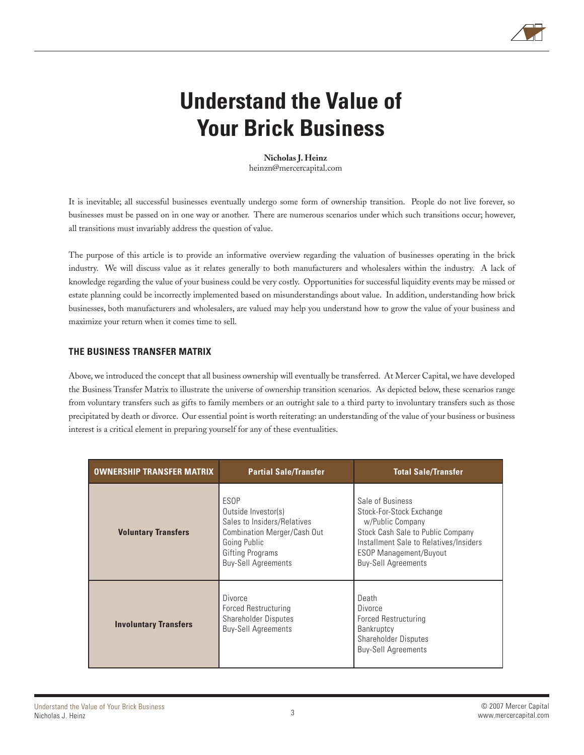# Understand the Value of Your Brick Business

**Nicholas J. Heinz**
heinzn@mercercapital.com

It is inevitable; all successful businesses eventually undergo some form of ownership transition. People do not live forever, so businesses must be passed on in one way or another. There are numerous scenarios under which such transitions occur; however, all transitions must invariably address the question of value.

The purpose of this article is to provide an informative overview regarding the valuation of businesses operating in the brick industry. We will discuss value as it relates generally to both manufacturers and wholesalers within the industry. A lack of knowledge regarding the value of your business could be very costly. Opportunities for successful liquidity events may be missed or estate planning could be incorrectly implemented based on misunderstandings about value. In addition, understanding how brick businesses, both manufacturers and wholesalers, are valued may help you understand how to grow the value of your business and maximize your return when it comes time to sell.

### THE BUSINESS TRANSFER MATRIX

Above, we introduced the concept that all business ownership will eventually be transferred. At Mercer Capital, we have developed the Business Transfer Matrix to illustrate the universe of ownership transition scenarios. As depicted below, these scenarios range from voluntary transfers such as gifts to family members or an outright sale to a third party to involuntary transfers such as those precipitated by death or divorce. Our essential point is worth reiterating: an understanding of the value of your business or business interest is a critical element in preparing yourself for any of these eventualities.

| OWNERSHIP TRANSFER MATRIX | Partial Sale/Transfer | Total Sale/Transfer |
| --- | --- | --- |
| **Voluntary Transfers** | ESOP<br>Outside Investor(s)<br>Sales to Insiders/Relatives<br>Combination Merger/Cash Out<br>Going Public<br>Gifting Programs<br>Buy-Sell Agreements | Sale of Business<br>Stock-For-Stock Exchange w/Public Company<br>Stock Cash Sale to Public Company<br>Installment Sale to Relatives/Insiders<br>ESOP Management/Buyout<br>Buy-Sell Agreements |
| **Involuntary Transfers** | Divorce<br>Forced Restructuring<br>Shareholder Disputes<br>Buy-Sell Agreements | Death<br>Divorce<br>Forced Restructuring<br>Bankruptcy<br>Shareholder Disputes<br>Buy-Sell Agreements |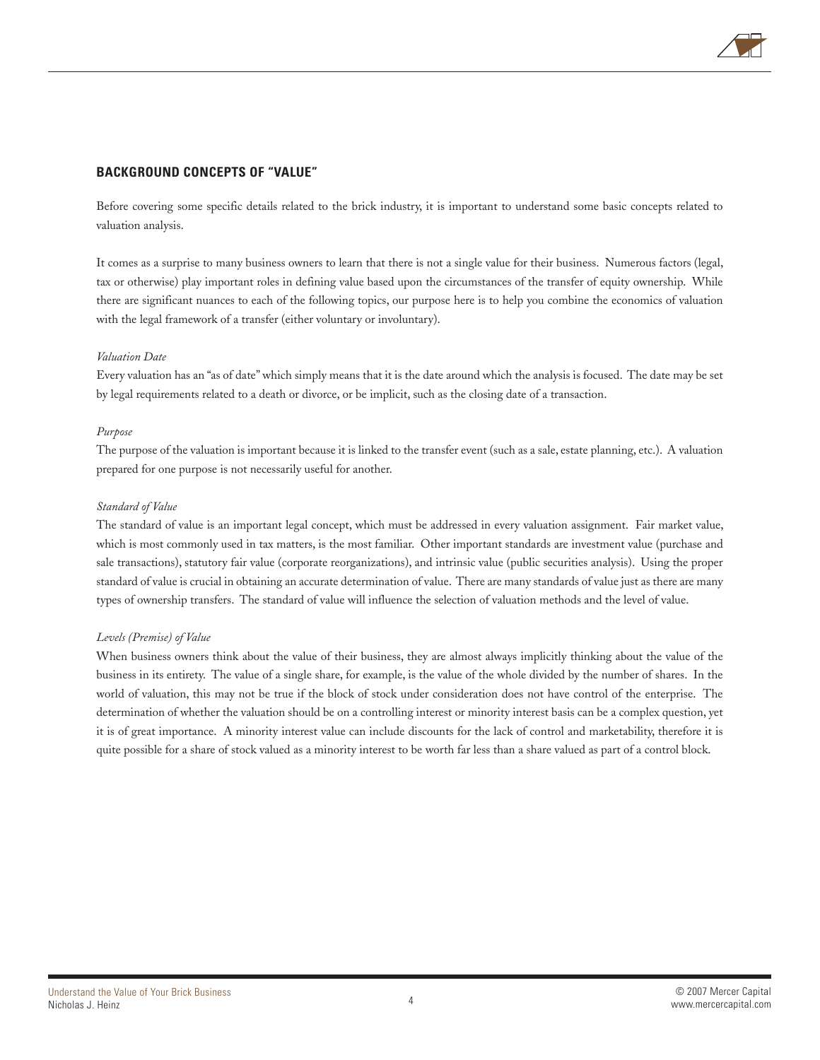## BACKGROUND CONCEPTS OF "VALUE"

Before covering some specific details related to the brick industry, it is important to understand some basic concepts related to valuation analysis.

It comes as a surprise to many business owners to learn that there is not a single value for their business. Numerous factors (legal, tax or otherwise) play important roles in defining value based upon the circumstances of the transfer of equity ownership. While there are significant nuances to each of the following topics, our purpose here is to help you combine the economics of valuation with the legal framework of a transfer (either voluntary or involuntary).

*Valuation Date*

Every valuation has an "as of date" which simply means that it is the date around which the analysis is focused. The date may be set by legal requirements related to a death or divorce, or be implicit, such as the closing date of a transaction.

*Purpose*

The purpose of the valuation is important because it is linked to the transfer event (such as a sale, estate planning, etc.). A valuation prepared for one purpose is not necessarily useful for another.

*Standard of Value*

The standard of value is an important legal concept, which must be addressed in every valuation assignment. Fair market value, which is most commonly used in tax matters, is the most familiar. Other important standards are investment value (purchase and sale transactions), statutory fair value (corporate reorganizations), and intrinsic value (public securities analysis). Using the proper standard of value is crucial in obtaining an accurate determination of value. There are many standards of value just as there are many types of ownership transfers. The standard of value will influence the selection of valuation methods and the level of value.

*Levels (Premise) of Value*

When business owners think about the value of their business, they are almost always implicitly thinking about the value of the business in its entirety. The value of a single share, for example, is the value of the whole divided by the number of shares. In the world of valuation, this may not be true if the block of stock under consideration does not have control of the enterprise. The determination of whether the valuation should be on a controlling interest or minority interest basis can be a complex question, yet it is of great importance. A minority interest value can include discounts for the lack of control and marketability, therefore it is quite possible for a share of stock valued as a minority interest to be worth far less than a share valued as part of a control block.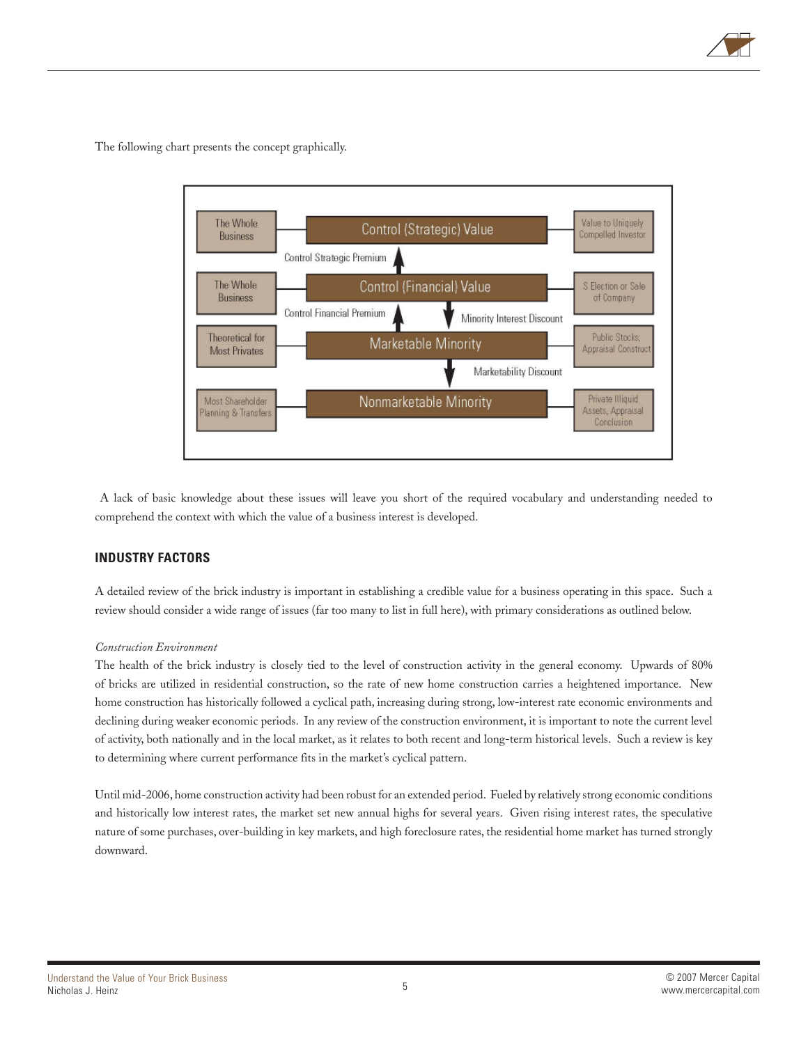The following chart presents the concept graphically.

| | Level | |
|---|---|---|
| The Whole Business | Control (Strategic) Value | Value to Uniquely Compelled Investor |
| | ↑ Control Strategic Premium | |
| The Whole Business | Control (Financial) Value | S Election or Sale of Company |
| | ↑ Control Financial Premium / ↓ Minority Interest Discount | |
| Theoretical for Most Privates | Marketable Minority | Public Stocks; Appraisal Construct |
| | ↓ Marketability Discount | |
| Most Shareholder Planning & Transfers | Nonmarketable Minority | Private Illiquid Assets, Appraisal Conclusion |

A lack of basic knowledge about these issues will leave you short of the required vocabulary and understanding needed to comprehend the context with which the value of a business interest is developed.

## INDUSTRY FACTORS

A detailed review of the brick industry is important in establishing a credible value for a business operating in this space. Such a review should consider a wide range of issues (far too many to list in full here), with primary considerations as outlined below.

*Construction Environment*

The health of the brick industry is closely tied to the level of construction activity in the general economy. Upwards of 80% of bricks are utilized in residential construction, so the rate of new home construction carries a heightened importance. New home construction has historically followed a cyclical path, increasing during strong, low-interest rate economic environments and declining during weaker economic periods. In any review of the construction environment, it is important to note the current level of activity, both nationally and in the local market, as it relates to both recent and long-term historical levels. Such a review is key to determining where current performance fits in the market's cyclical pattern.

Until mid-2006, home construction activity had been robust for an extended period. Fueled by relatively strong economic conditions and historically low interest rates, the market set new annual highs for several years. Given rising interest rates, the speculative nature of some purchases, over-building in key markets, and high foreclosure rates, the residential home market has turned strongly downward.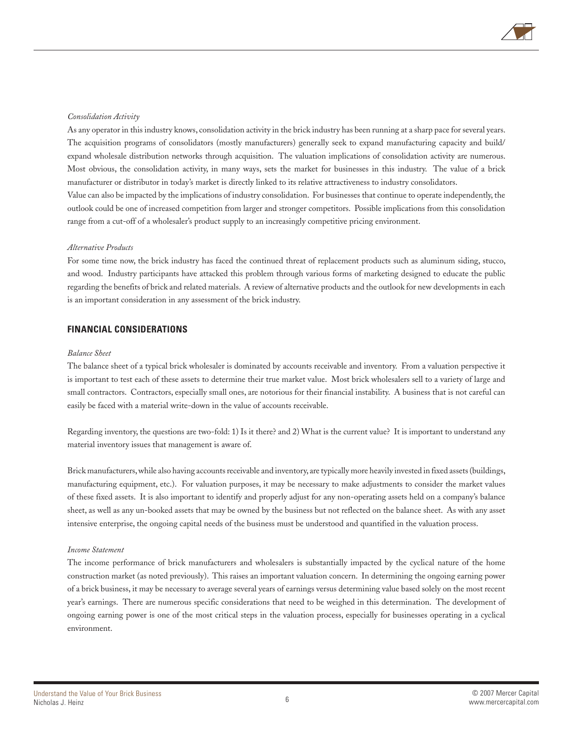*Consolidation Activity*

As any operator in this industry knows, consolidation activity in the brick industry has been running at a sharp pace for several years. The acquisition programs of consolidators (mostly manufacturers) generally seek to expand manufacturing capacity and build/expand wholesale distribution networks through acquisition. The valuation implications of consolidation activity are numerous. Most obvious, the consolidation activity, in many ways, sets the market for businesses in this industry. The value of a brick manufacturer or distributor in today's market is directly linked to its relative attractiveness to industry consolidators.

Value can also be impacted by the implications of industry consolidation. For businesses that continue to operate independently, the outlook could be one of increased competition from larger and stronger competitors. Possible implications from this consolidation range from a cut-off of a wholesaler's product supply to an increasingly competitive pricing environment.

*Alternative Products*

For some time now, the brick industry has faced the continued threat of replacement products such as aluminum siding, stucco, and wood. Industry participants have attacked this problem through various forms of marketing designed to educate the public regarding the benefits of brick and related materials. A review of alternative products and the outlook for new developments in each is an important consideration in any assessment of the brick industry.

## FINANCIAL CONSIDERATIONS

*Balance Sheet*

The balance sheet of a typical brick wholesaler is dominated by accounts receivable and inventory. From a valuation perspective it is important to test each of these assets to determine their true market value. Most brick wholesalers sell to a variety of large and small contractors. Contractors, especially small ones, are notorious for their financial instability. A business that is not careful can easily be faced with a material write-down in the value of accounts receivable.

Regarding inventory, the questions are two-fold: 1) Is it there? and 2) What is the current value? It is important to understand any material inventory issues that management is aware of.

Brick manufacturers, while also having accounts receivable and inventory, are typically more heavily invested in fixed assets (buildings, manufacturing equipment, etc.). For valuation purposes, it may be necessary to make adjustments to consider the market values of these fixed assets. It is also important to identify and properly adjust for any non-operating assets held on a company's balance sheet, as well as any un-booked assets that may be owned by the business but not reflected on the balance sheet. As with any asset intensive enterprise, the ongoing capital needs of the business must be understood and quantified in the valuation process.

*Income Statement*

The income performance of brick manufacturers and wholesalers is substantially impacted by the cyclical nature of the home construction market (as noted previously). This raises an important valuation concern. In determining the ongoing earning power of a brick business, it may be necessary to average several years of earnings versus determining value based solely on the most recent year's earnings. There are numerous specific considerations that need to be weighed in this determination. The development of ongoing earning power is one of the most critical steps in the valuation process, especially for businesses operating in a cyclical environment.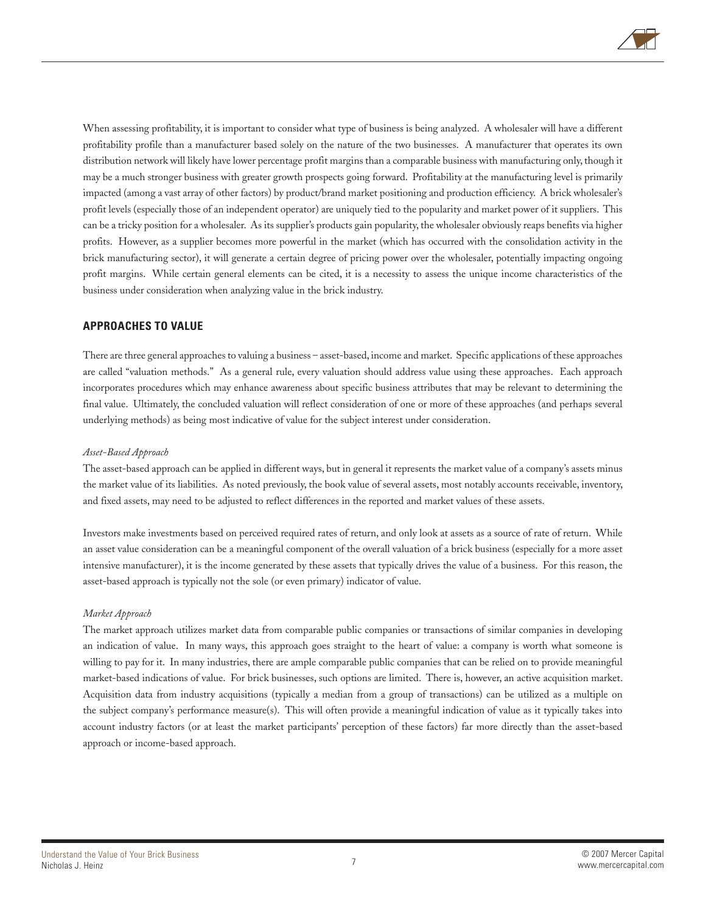When assessing profitability, it is important to consider what type of business is being analyzed. A wholesaler will have a different profitability profile than a manufacturer based solely on the nature of the two businesses. A manufacturer that operates its own distribution network will likely have lower percentage profit margins than a comparable business with manufacturing only, though it may be a much stronger business with greater growth prospects going forward. Profitability at the manufacturing level is primarily impacted (among a vast array of other factors) by product/brand market positioning and production efficiency. A brick wholesaler's profit levels (especially those of an independent operator) are uniquely tied to the popularity and market power of it suppliers. This can be a tricky position for a wholesaler. As its supplier's products gain popularity, the wholesaler obviously reaps benefits via higher profits. However, as a supplier becomes more powerful in the market (which has occurred with the consolidation activity in the brick manufacturing sector), it will generate a certain degree of pricing power over the wholesaler, potentially impacting ongoing profit margins. While certain general elements can be cited, it is a necessity to assess the unique income characteristics of the business under consideration when analyzing value in the brick industry.

## APPROACHES TO VALUE

There are three general approaches to valuing a business – asset-based, income and market. Specific applications of these approaches are called "valuation methods." As a general rule, every valuation should address value using these approaches. Each approach incorporates procedures which may enhance awareness about specific business attributes that may be relevant to determining the final value. Ultimately, the concluded valuation will reflect consideration of one or more of these approaches (and perhaps several underlying methods) as being most indicative of value for the subject interest under consideration.

*Asset-Based Approach*

The asset-based approach can be applied in different ways, but in general it represents the market value of a company's assets minus the market value of its liabilities. As noted previously, the book value of several assets, most notably accounts receivable, inventory, and fixed assets, may need to be adjusted to reflect differences in the reported and market values of these assets.

Investors make investments based on perceived required rates of return, and only look at assets as a source of rate of return. While an asset value consideration can be a meaningful component of the overall valuation of a brick business (especially for a more asset intensive manufacturer), it is the income generated by these assets that typically drives the value of a business. For this reason, the asset-based approach is typically not the sole (or even primary) indicator of value.

*Market Approach*

The market approach utilizes market data from comparable public companies or transactions of similar companies in developing an indication of value. In many ways, this approach goes straight to the heart of value: a company is worth what someone is willing to pay for it. In many industries, there are ample comparable public companies that can be relied on to provide meaningful market-based indications of value. For brick businesses, such options are limited. There is, however, an active acquisition market. Acquisition data from industry acquisitions (typically a median from a group of transactions) can be utilized as a multiple on the subject company's performance measure(s). This will often provide a meaningful indication of value as it typically takes into account industry factors (or at least the market participants' perception of these factors) far more directly than the asset-based approach or income-based approach.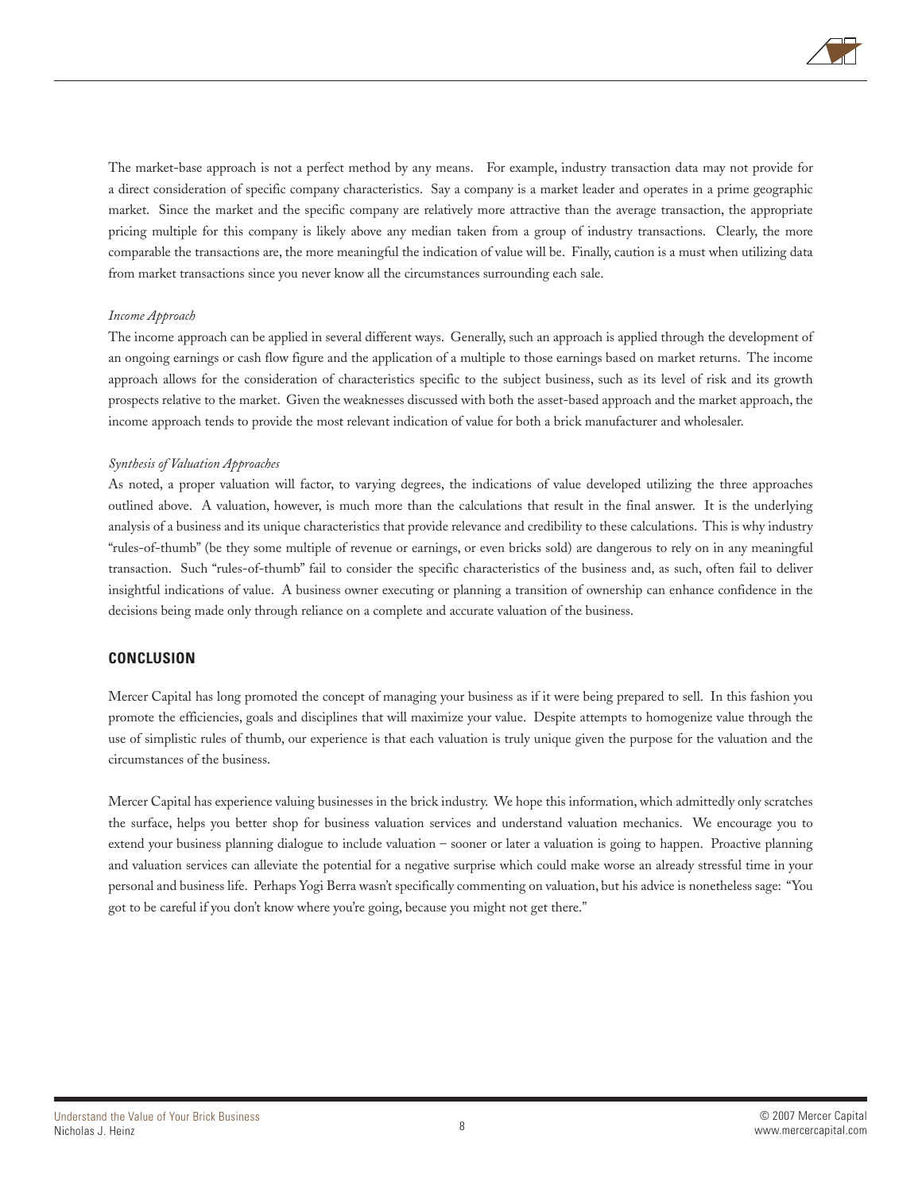The market-base approach is not a perfect method by any means. For example, industry transaction data may not provide for a direct consideration of specific company characteristics. Say a company is a market leader and operates in a prime geographic market. Since the market and the specific company are relatively more attractive than the average transaction, the appropriate pricing multiple for this company is likely above any median taken from a group of industry transactions. Clearly, the more comparable the transactions are, the more meaningful the indication of value will be. Finally, caution is a must when utilizing data from market transactions since you never know all the circumstances surrounding each sale.

*Income Approach*

The income approach can be applied in several different ways. Generally, such an approach is applied through the development of an ongoing earnings or cash flow figure and the application of a multiple to those earnings based on market returns. The income approach allows for the consideration of characteristics specific to the subject business, such as its level of risk and its growth prospects relative to the market. Given the weaknesses discussed with both the asset-based approach and the market approach, the income approach tends to provide the most relevant indication of value for both a brick manufacturer and wholesaler.

*Synthesis of Valuation Approaches*

As noted, a proper valuation will factor, to varying degrees, the indications of value developed utilizing the three approaches outlined above. A valuation, however, is much more than the calculations that result in the final answer. It is the underlying analysis of a business and its unique characteristics that provide relevance and credibility to these calculations. This is why industry "rules-of-thumb" (be they some multiple of revenue or earnings, or even bricks sold) are dangerous to rely on in any meaningful transaction. Such "rules-of-thumb" fail to consider the specific characteristics of the business and, as such, often fail to deliver insightful indications of value. A business owner executing or planning a transition of ownership can enhance confidence in the decisions being made only through reliance on a complete and accurate valuation of the business.

## CONCLUSION

Mercer Capital has long promoted the concept of managing your business as if it were being prepared to sell. In this fashion you promote the efficiencies, goals and disciplines that will maximize your value. Despite attempts to homogenize value through the use of simplistic rules of thumb, our experience is that each valuation is truly unique given the purpose for the valuation and the circumstances of the business.

Mercer Capital has experience valuing businesses in the brick industry. We hope this information, which admittedly only scratches the surface, helps you better shop for business valuation services and understand valuation mechanics. We encourage you to extend your business planning dialogue to include valuation – sooner or later a valuation is going to happen. Proactive planning and valuation services can alleviate the potential for a negative surprise which could make worse an already stressful time in your personal and business life. Perhaps Yogi Berra wasn't specifically commenting on valuation, but his advice is nonetheless sage: "You got to be careful if you don't know where you're going, because you might not get there."